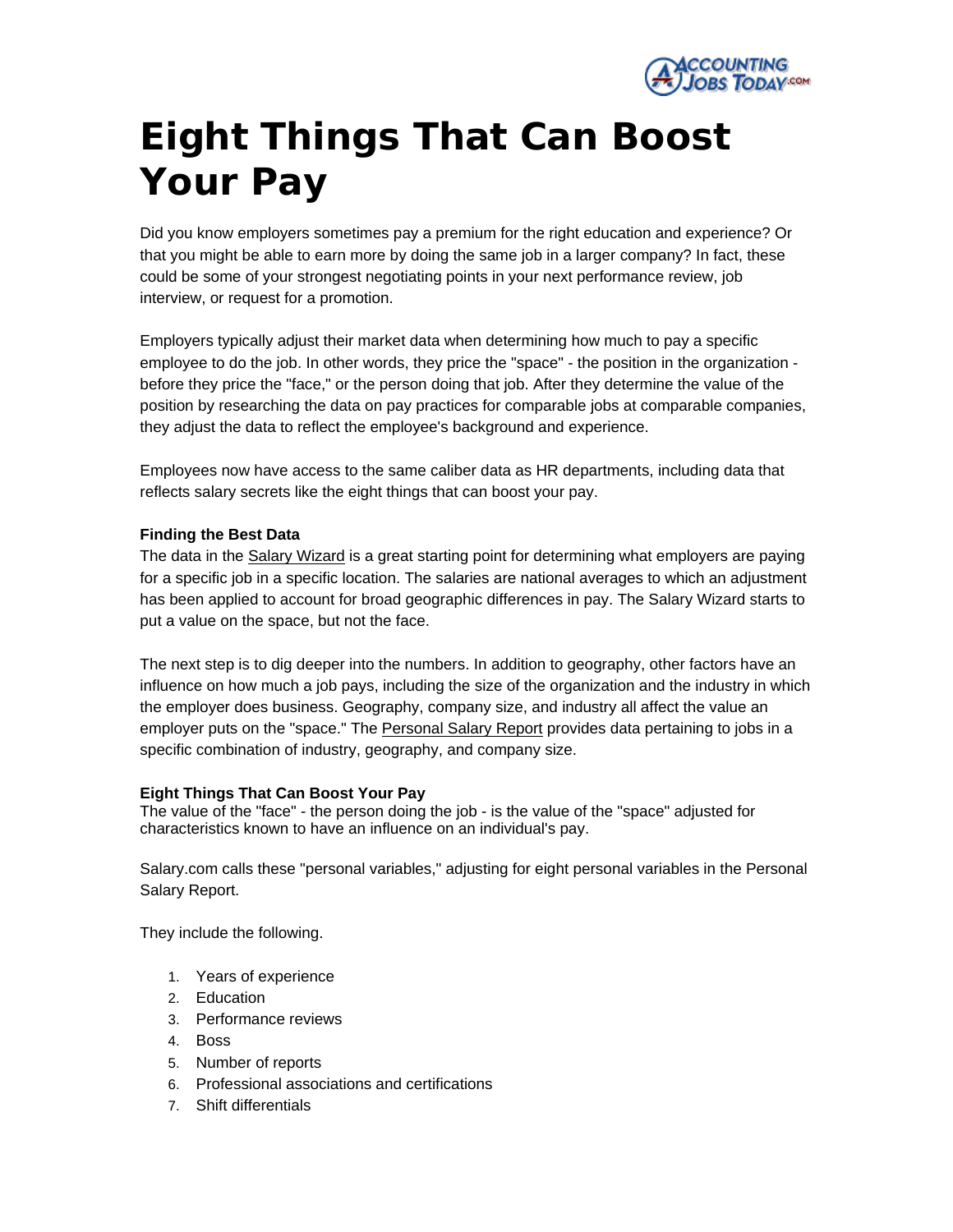# Eight Things That Can Boost Your Pay

Did you know employers sometimes pay a premium for the right education and experience? Or that you might be able to earn more by doing the same job in a larger company? In fact, these could be some of your strongest negotiating points in your next performance review, job interview, or request for a promotion.

Employers typically adjust their market data when determining how much to pay a specific employee to do the job. In other words, they price the "space" - the position in the organization - before they price the "face," or the person doing that job. After they determine the value of the position by researching the data on pay practices for comparable jobs at comparable companies, they adjust the data to reflect the employee's background and experience.

Employees now have access to the same caliber data as HR departments, including data that reflects salary secrets like the eight things that can boost your pay.

**Finding the Best Data**

The data in the Salary Wizard is a great starting point for determining what employers are paying for a specific job in a specific location. The salaries are national averages to which an adjustment has been applied to account for broad geographic differences in pay. The Salary Wizard starts to put a value on the space, but not the face.

The next step is to dig deeper into the numbers. In addition to geography, other factors have an influence on how much a job pays, including the size of the organization and the industry in which the employer does business. Geography, company size, and industry all affect the value an employer puts on the "space." The Personal Salary Report provides data pertaining to jobs in a specific combination of industry, geography, and company size.

**Eight Things That Can Boost Your Pay**

The value of the "face" - the person doing the job - is the value of the "space" adjusted for characteristics known to have an influence on an individual's pay.

Salary.com calls these "personal variables," adjusting for eight personal variables in the Personal Salary Report.

They include the following.

1. Years of experience
2. Education
3. Performance reviews
4. Boss
5. Number of reports
6. Professional associations and certifications
7. Shift differentials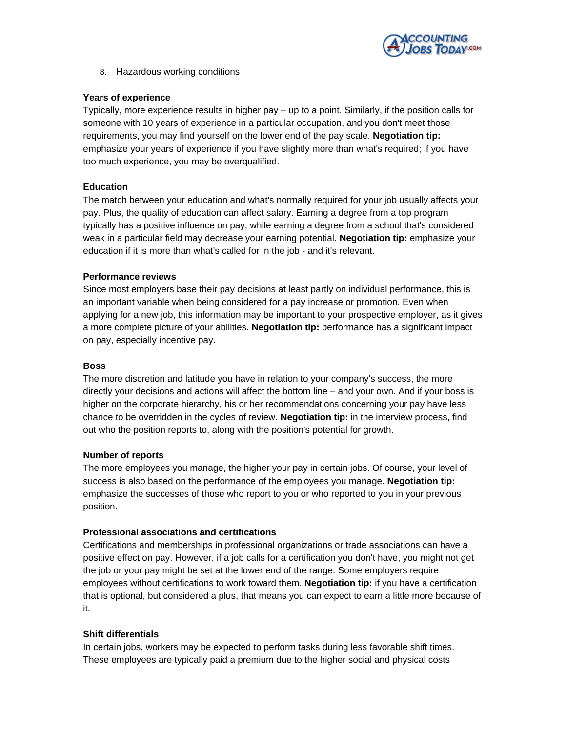8. Hazardous working conditions

**Years of experience**
Typically, more experience results in higher pay – up to a point. Similarly, if the position calls for someone with 10 years of experience in a particular occupation, and you don't meet those requirements, you may find yourself on the lower end of the pay scale. **Negotiation tip:** emphasize your years of experience if you have slightly more than what's required; if you have too much experience, you may be overqualified.

**Education**
The match between your education and what's normally required for your job usually affects your pay. Plus, the quality of education can affect salary. Earning a degree from a top program typically has a positive influence on pay, while earning a degree from a school that's considered weak in a particular field may decrease your earning potential. **Negotiation tip:** emphasize your education if it is more than what's called for in the job - and it's relevant.

**Performance reviews**
Since most employers base their pay decisions at least partly on individual performance, this is an important variable when being considered for a pay increase or promotion. Even when applying for a new job, this information may be important to your prospective employer, as it gives a more complete picture of your abilities. **Negotiation tip:** performance has a significant impact on pay, especially incentive pay.

**Boss**
The more discretion and latitude you have in relation to your company's success, the more directly your decisions and actions will affect the bottom line – and your own. And if your boss is higher on the corporate hierarchy, his or her recommendations concerning your pay have less chance to be overridden in the cycles of review. **Negotiation tip:** in the interview process, find out who the position reports to, along with the position's potential for growth.

**Number of reports**
The more employees you manage, the higher your pay in certain jobs. Of course, your level of success is also based on the performance of the employees you manage. **Negotiation tip:** emphasize the successes of those who report to you or who reported to you in your previous position.

**Professional associations and certifications**
Certifications and memberships in professional organizations or trade associations can have a positive effect on pay. However, if a job calls for a certification you don't have, you might not get the job or your pay might be set at the lower end of the range. Some employers require employees without certifications to work toward them. **Negotiation tip:** if you have a certification that is optional, but considered a plus, that means you can expect to earn a little more because of it.

**Shift differentials**
In certain jobs, workers may be expected to perform tasks during less favorable shift times. These employees are typically paid a premium due to the higher social and physical costs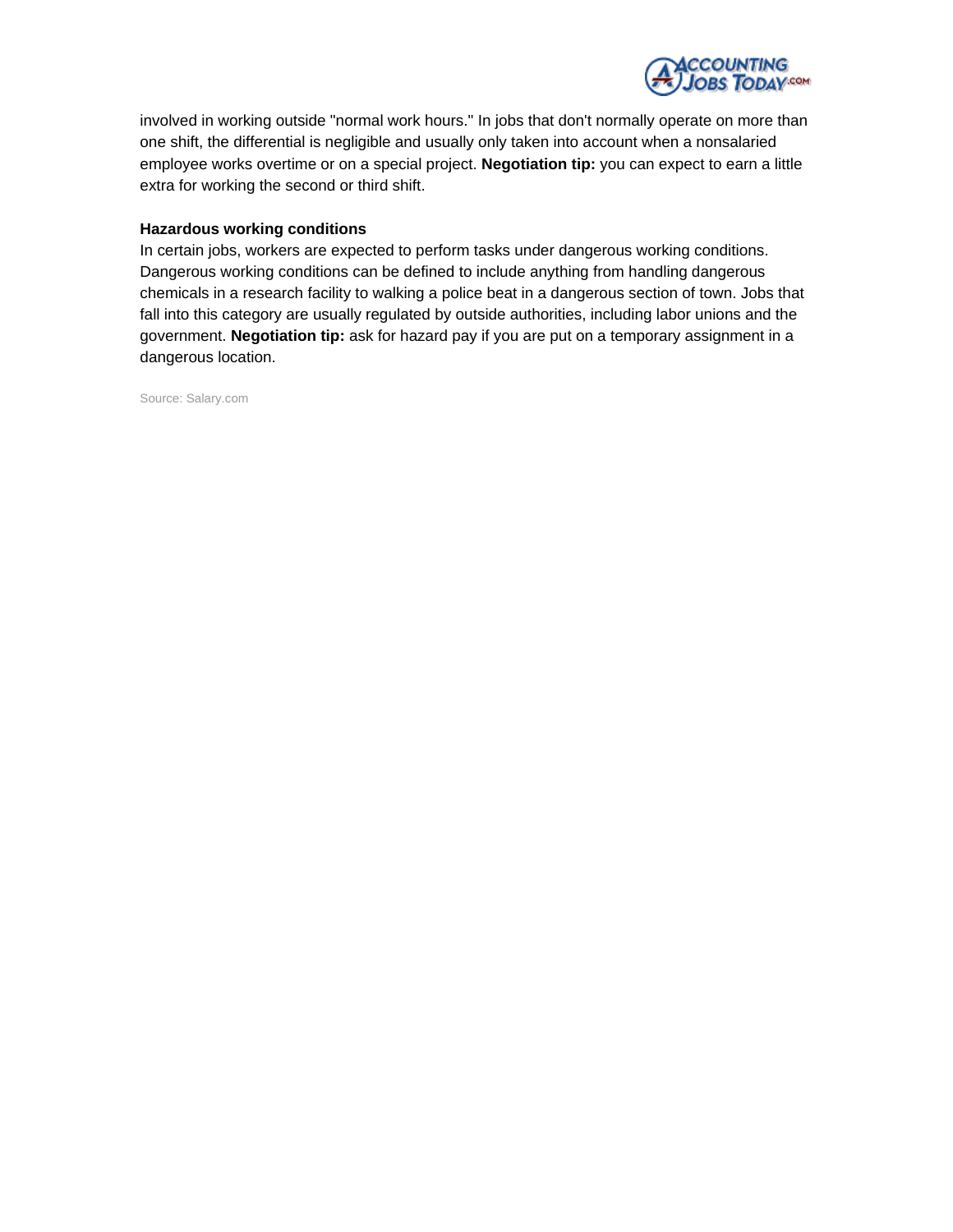involved in working outside "normal work hours." In jobs that don't normally operate on more than one shift, the differential is negligible and usually only taken into account when a nonsalaried employee works overtime or on a special project. **Negotiation tip:** you can expect to earn a little extra for working the second or third shift.

**Hazardous working conditions**

In certain jobs, workers are expected to perform tasks under dangerous working conditions. Dangerous working conditions can be defined to include anything from handling dangerous chemicals in a research facility to walking a police beat in a dangerous section of town. Jobs that fall into this category are usually regulated by outside authorities, including labor unions and the government. **Negotiation tip:** ask for hazard pay if you are put on a temporary assignment in a dangerous location.

Source: Salary.com